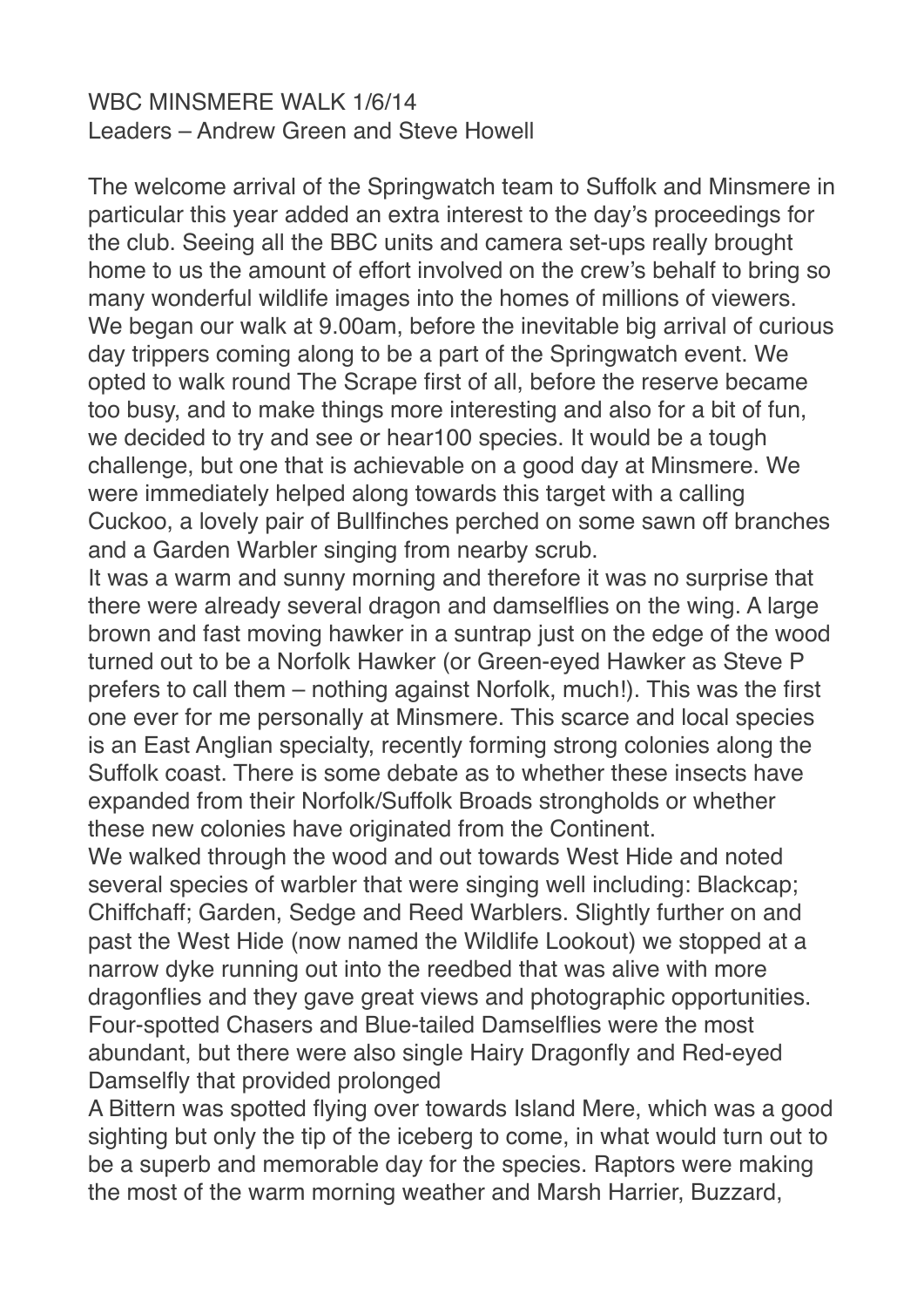WBC MINSMERE WALK 1/6/14
Leaders – Andrew Green and Steve Howell

The welcome arrival of the Springwatch team to Suffolk and Minsmere in particular this year added an extra interest to the day's proceedings for the club. Seeing all the BBC units and camera set-ups really brought home to us the amount of effort involved on the crew's behalf to bring so many wonderful wildlife images into the homes of millions of viewers. We began our walk at 9.00am, before the inevitable big arrival of curious day trippers coming along to be a part of the Springwatch event. We opted to walk round The Scrape first of all, before the reserve became too busy, and to make things more interesting and also for a bit of fun, we decided to try and see or hear100 species. It would be a tough challenge, but one that is achievable on a good day at Minsmere. We were immediately helped along towards this target with a calling Cuckoo, a lovely pair of Bullfinches perched on some sawn off branches and a Garden Warbler singing from nearby scrub.
It was a warm and sunny morning and therefore it was no surprise that there were already several dragon and damselflies on the wing. A large brown and fast moving hawker in a suntrap just on the edge of the wood turned out to be a Norfolk Hawker (or Green-eyed Hawker as Steve P prefers to call them – nothing against Norfolk, much!). This was the first one ever for me personally at Minsmere. This scarce and local species is an East Anglian specialty, recently forming strong colonies along the Suffolk coast. There is some debate as to whether these insects have expanded from their Norfolk/Suffolk Broads strongholds or whether these new colonies have originated from the Continent.
We walked through the wood and out towards West Hide and noted several species of warbler that were singing well including: Blackcap; Chiffchaff; Garden, Sedge and Reed Warblers. Slightly further on and past the West Hide (now named the Wildlife Lookout) we stopped at a narrow dyke running out into the reedbed that was alive with more dragonflies and they gave great views and photographic opportunities. Four-spotted Chasers and Blue-tailed Damselflies were the most abundant, but there were also single Hairy Dragonfly and Red-eyed Damselfly that provided prolonged
A Bittern was spotted flying over towards Island Mere, which was a good sighting but only the tip of the iceberg to come, in what would turn out to be a superb and memorable day for the species. Raptors were making the most of the warm morning weather and Marsh Harrier, Buzzard,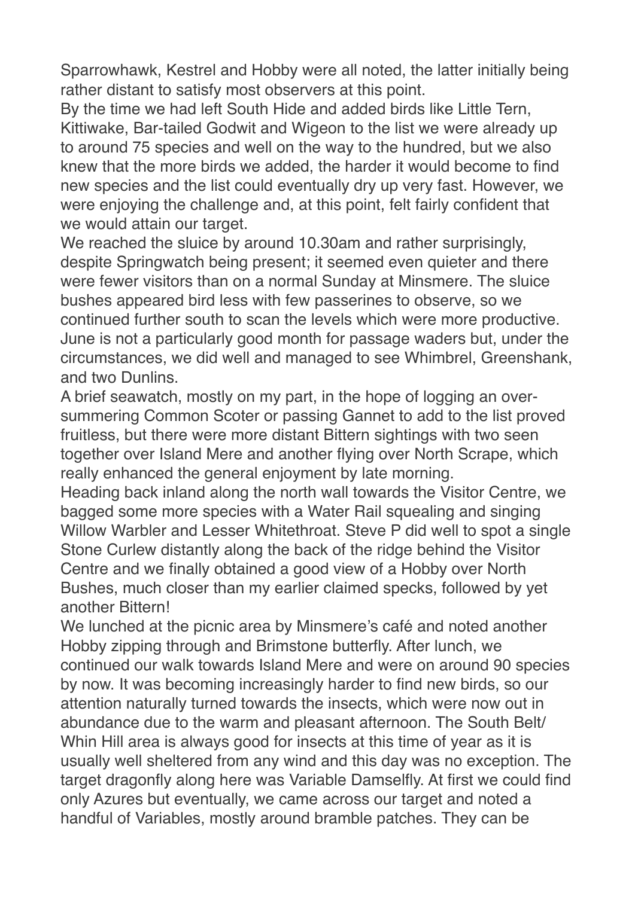Sparrowhawk, Kestrel and Hobby were all noted, the latter initially being rather distant to satisfy most observers at this point.

By the time we had left South Hide and added birds like Little Tern, Kittiwake, Bar-tailed Godwit and Wigeon to the list we were already up to around 75 species and well on the way to the hundred, but we also knew that the more birds we added, the harder it would become to find new species and the list could eventually dry up very fast. However, we were enjoying the challenge and, at this point, felt fairly confident that we would attain our target.

We reached the sluice by around 10.30am and rather surprisingly, despite Springwatch being present; it seemed even quieter and there were fewer visitors than on a normal Sunday at Minsmere. The sluice bushes appeared bird less with few passerines to observe, so we continued further south to scan the levels which were more productive. June is not a particularly good month for passage waders but, under the circumstances, we did well and managed to see Whimbrel, Greenshank, and two Dunlins.

A brief seawatch, mostly on my part, in the hope of logging an over-summering Common Scoter or passing Gannet to add to the list proved fruitless, but there were more distant Bittern sightings with two seen together over Island Mere and another flying over North Scrape, which really enhanced the general enjoyment by late morning.

Heading back inland along the north wall towards the Visitor Centre, we bagged some more species with a Water Rail squealing and singing Willow Warbler and Lesser Whitethroat. Steve P did well to spot a single Stone Curlew distantly along the back of the ridge behind the Visitor Centre and we finally obtained a good view of a Hobby over North Bushes, much closer than my earlier claimed specks, followed by yet another Bittern!

We lunched at the picnic area by Minsmere's café and noted another Hobby zipping through and Brimstone butterfly. After lunch, we continued our walk towards Island Mere and were on around 90 species by now. It was becoming increasingly harder to find new birds, so our attention naturally turned towards the insects, which were now out in abundance due to the warm and pleasant afternoon. The South Belt/ Whin Hill area is always good for insects at this time of year as it is usually well sheltered from any wind and this day was no exception. The target dragonfly along here was Variable Damselfly. At first we could find only Azures but eventually, we came across our target and noted a handful of Variables, mostly around bramble patches. They can be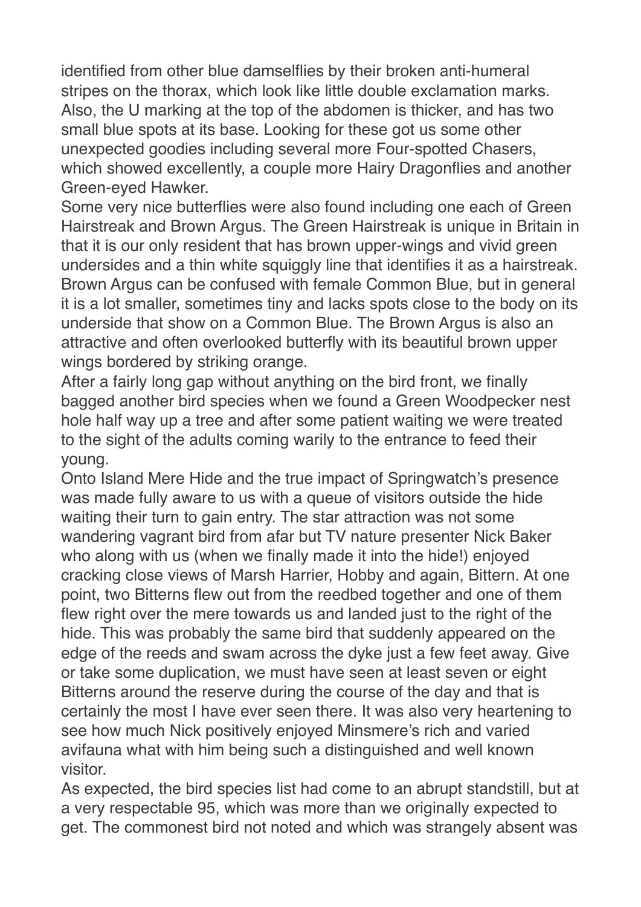identified from other blue damselflies by their broken anti-humeral stripes on the thorax, which look like little double exclamation marks. Also, the U marking at the top of the abdomen is thicker, and has two small blue spots at its base. Looking for these got us some other unexpected goodies including several more Four-spotted Chasers, which showed excellently, a couple more Hairy Dragonflies and another Green-eyed Hawker.

Some very nice butterflies were also found including one each of Green Hairstreak and Brown Argus. The Green Hairstreak is unique in Britain in that it is our only resident that has brown upper-wings and vivid green undersides and a thin white squiggly line that identifies it as a hairstreak. Brown Argus can be confused with female Common Blue, but in general it is a lot smaller, sometimes tiny and lacks spots close to the body on its underside that show on a Common Blue. The Brown Argus is also an attractive and often overlooked butterfly with its beautiful brown upper wings bordered by striking orange.

After a fairly long gap without anything on the bird front, we finally bagged another bird species when we found a Green Woodpecker nest hole half way up a tree and after some patient waiting we were treated to the sight of the adults coming warily to the entrance to feed their young.

Onto Island Mere Hide and the true impact of Springwatch's presence was made fully aware to us with a queue of visitors outside the hide waiting their turn to gain entry. The star attraction was not some wandering vagrant bird from afar but TV nature presenter Nick Baker who along with us (when we finally made it into the hide!) enjoyed cracking close views of Marsh Harrier, Hobby and again, Bittern. At one point, two Bitterns flew out from the reedbed together and one of them flew right over the mere towards us and landed just to the right of the hide. This was probably the same bird that suddenly appeared on the edge of the reeds and swam across the dyke just a few feet away. Give or take some duplication, we must have seen at least seven or eight Bitterns around the reserve during the course of the day and that is certainly the most I have ever seen there. It was also very heartening to see how much Nick positively enjoyed Minsmere's rich and varied avifauna what with him being such a distinguished and well known visitor.

As expected, the bird species list had come to an abrupt standstill, but at a very respectable 95, which was more than we originally expected to get. The commonest bird not noted and which was strangely absent was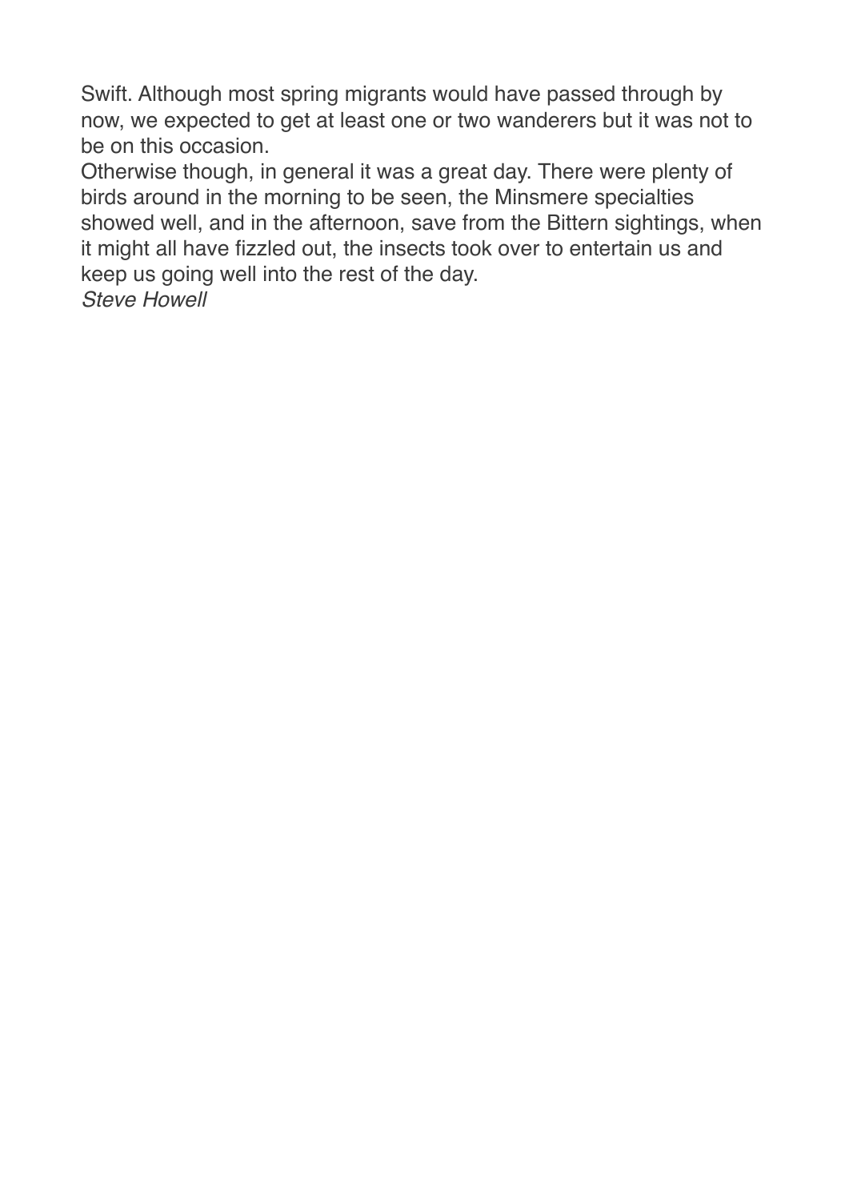Swift. Although most spring migrants would have passed through by now, we expected to get at least one or two wanderers but it was not to be on this occasion.

Otherwise though, in general it was a great day. There were plenty of birds around in the morning to be seen, the Minsmere specialties showed well, and in the afternoon, save from the Bittern sightings, when it might all have fizzled out, the insects took over to entertain us and keep us going well into the rest of the day.

*Steve Howell*